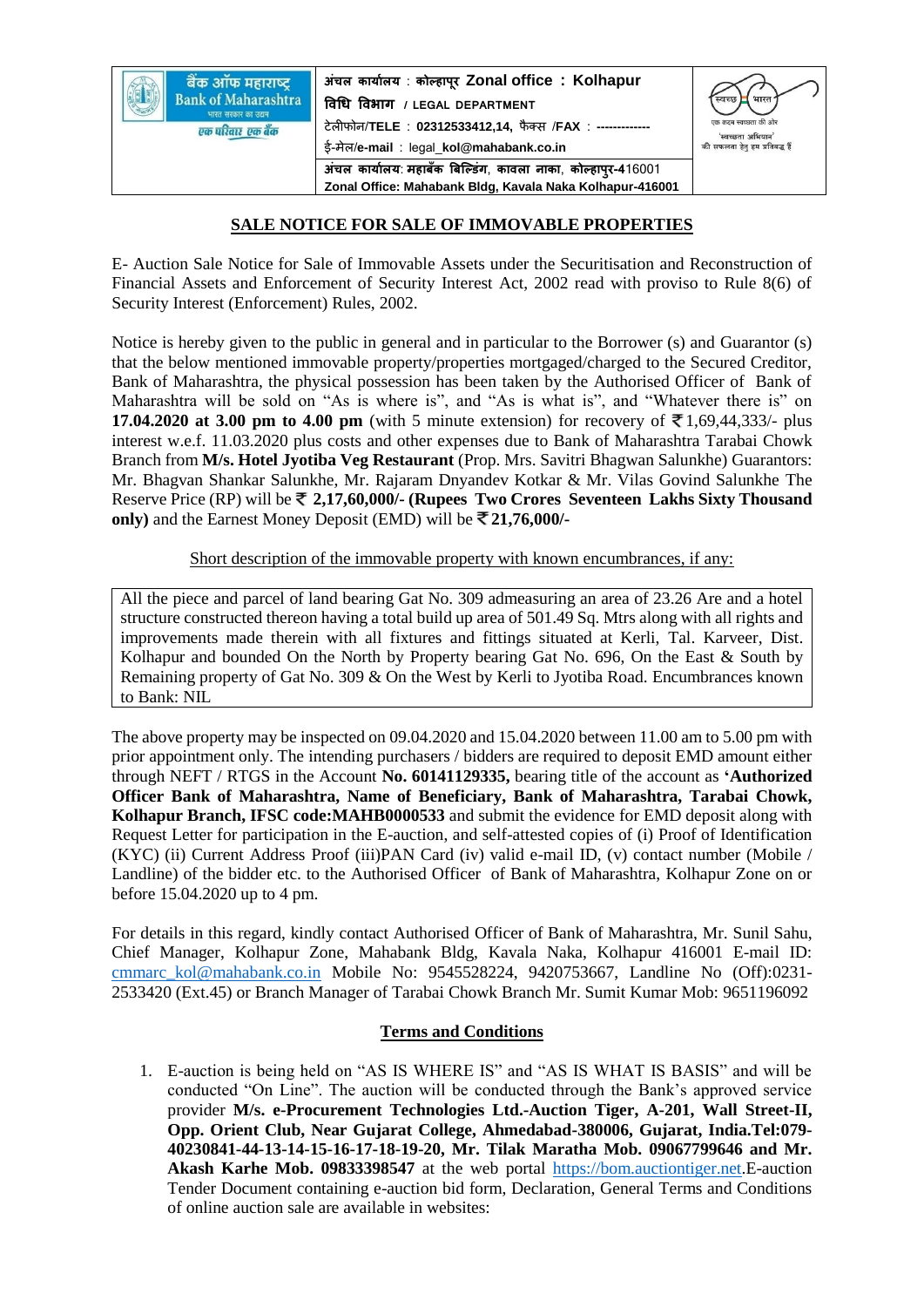| बैंक ऑफ महाराष्ट्र Bank of Maharashtra भारत सरकार का उद्यम एक परिवार एक बैंक | अंचल कार्यालय : कोल्हापूर Zonal office : Kolhapur<br>विधि विभाग / LEGAL DEPARTMENT<br>टेलीफोन/TELE : 02312533412,14, फैक्स /FAX : ------------<br>ई-मेल/e-mail : legal_kol@mahabank.co.in<br>अंचल कार्यालय: महाबँक बिल्डिंग, कावला नाका, कोल्हापुर-416001<br>Zonal Office: Mahabank Bldg, Kavala Naka Kolhapur-416001 | स्वच्छ भारत एक कदम स्वच्छता की ओर 'स्वच्छता अभियान' की सफलता हेतु हम प्रतिबद्ध हैं |
|---|---|---|

## SALE NOTICE FOR SALE OF IMMOVABLE PROPERTIES

E- Auction Sale Notice for Sale of Immovable Assets under the Securitisation and Reconstruction of Financial Assets and Enforcement of Security Interest Act, 2002 read with proviso to Rule 8(6) of Security Interest (Enforcement) Rules, 2002.

Notice is hereby given to the public in general and in particular to the Borrower (s) and Guarantor (s) that the below mentioned immovable property/properties mortgaged/charged to the Secured Creditor, Bank of Maharashtra, the physical possession has been taken by the Authorised Officer of Bank of Maharashtra will be sold on "As is where is", and "As is what is", and "Whatever there is" on **17.04.2020 at 3.00 pm to 4.00 pm** (with 5 minute extension) for recovery of ₹1,69,44,333/- plus interest w.e.f. 11.03.2020 plus costs and other expenses due to Bank of Maharashtra Tarabai Chowk Branch from **M/s. Hotel Jyotiba Veg Restaurant** (Prop. Mrs. Savitri Bhagwan Salunkhe) Guarantors: Mr. Bhagvan Shankar Salunkhe, Mr. Rajaram Dnyandev Kotkar & Mr. Vilas Govind Salunkhe The Reserve Price (RP) will be **₹ 2,17,60,000/- (Rupees Two Crores Seventeen Lakhs Sixty Thousand only)** and the Earnest Money Deposit (EMD) will be **₹21,76,000/-**

Short description of the immovable property with known encumbrances, if any:

| All the piece and parcel of land bearing Gat No. 309 admeasuring an area of 23.26 Are and a hotel structure constructed thereon having a total build up area of 501.49 Sq. Mtrs along with all rights and improvements made therein with all fixtures and fittings situated at Kerli, Tal. Karveer, Dist. Kolhapur and bounded On the North by Property bearing Gat No. 696, On the East & South by Remaining property of Gat No. 309 & On the West by Kerli to Jyotiba Road. Encumbrances known to Bank: NIL |
|---|

The above property may be inspected on 09.04.2020 and 15.04.2020 between 11.00 am to 5.00 pm with prior appointment only. The intending purchasers / bidders are required to deposit EMD amount either through NEFT / RTGS in the Account **No. 60141129335,** bearing title of the account as **'Authorized Officer Bank of Maharashtra, Name of Beneficiary, Bank of Maharashtra, Tarabai Chowk, Kolhapur Branch, IFSC code:MAHB0000533** and submit the evidence for EMD deposit along with Request Letter for participation in the E-auction, and self-attested copies of (i) Proof of Identification (KYC) (ii) Current Address Proof (iii)PAN Card (iv) valid e-mail ID, (v) contact number (Mobile / Landline) of the bidder etc. to the Authorised Officer of Bank of Maharashtra, Kolhapur Zone on or before 15.04.2020 up to 4 pm.

For details in this regard, kindly contact Authorised Officer of Bank of Maharashtra, Mr. Sunil Sahu, Chief Manager, Kolhapur Zone, Mahabank Bldg, Kavala Naka, Kolhapur 416001 E-mail ID: cmmarc_kol@mahabank.co.in Mobile No: 9545528224, 9420753667, Landline No (Off):0231-2533420 (Ext.45) or Branch Manager of Tarabai Chowk Branch Mr. Sumit Kumar Mob: 9651196092

## Terms and Conditions

1. E-auction is being held on "AS IS WHERE IS" and "AS IS WHAT IS BASIS" and will be conducted "On Line". The auction will be conducted through the Bank's approved service provider **M/s. e-Procurement Technologies Ltd.-Auction Tiger, A-201, Wall Street-II, Opp. Orient Club, Near Gujarat College, Ahmedabad-380006, Gujarat, India.Tel:079-40230841-44-13-14-15-16-17-18-19-20, Mr. Tilak Maratha Mob. 09067799646 and Mr. Akash Karhe Mob. 09833398547** at the web portal https://bom.auctiontiger.net.E-auction Tender Document containing e-auction bid form, Declaration, General Terms and Conditions of online auction sale are available in websites: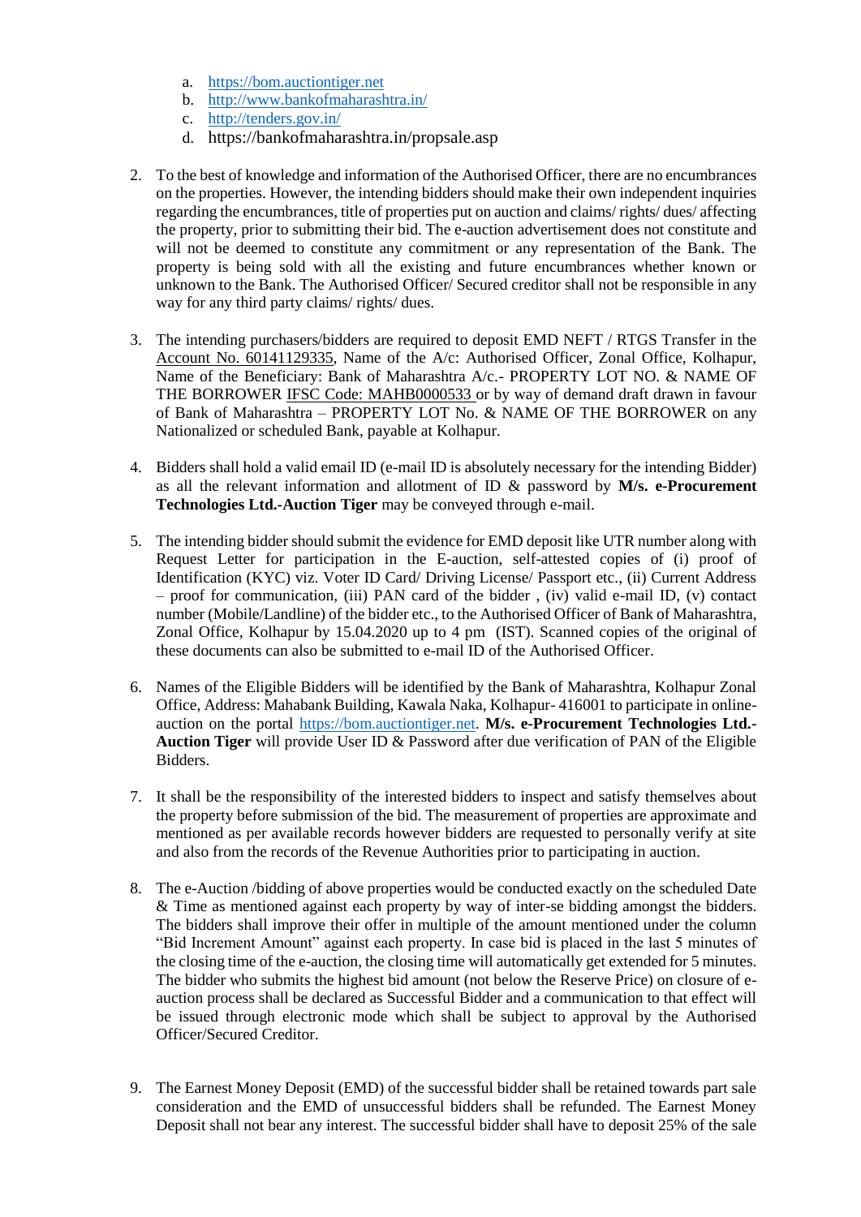a. https://bom.auctiontiger.net
   b. http://www.bankofmaharashtra.in/
   c. http://tenders.gov.in/
   d. https://bankofmaharashtra.in/propsale.asp

2. To the best of knowledge and information of the Authorised Officer, there are no encumbrances on the properties. However, the intending bidders should make their own independent inquiries regarding the encumbrances, title of properties put on auction and claims/ rights/ dues/ affecting the property, prior to submitting their bid. The e-auction advertisement does not constitute and will not be deemed to constitute any commitment or any representation of the Bank. The property is being sold with all the existing and future encumbrances whether known or unknown to the Bank. The Authorised Officer/ Secured creditor shall not be responsible in any way for any third party claims/ rights/ dues.

3. The intending purchasers/bidders are required to deposit EMD NEFT / RTGS Transfer in the Account No. 60141129335, Name of the A/c: Authorised Officer, Zonal Office, Kolhapur, Name of the Beneficiary: Bank of Maharashtra A/c.- PROPERTY LOT NO. & NAME OF THE BORROWER IFSC Code: MAHB0000533 or by way of demand draft drawn in favour of Bank of Maharashtra – PROPERTY LOT No. & NAME OF THE BORROWER on any Nationalized or scheduled Bank, payable at Kolhapur.

4. Bidders shall hold a valid email ID (e-mail ID is absolutely necessary for the intending Bidder) as all the relevant information and allotment of ID & password by **M/s. e-Procurement Technologies Ltd.-Auction Tiger** may be conveyed through e-mail.

5. The intending bidder should submit the evidence for EMD deposit like UTR number along with Request Letter for participation in the E-auction, self-attested copies of (i) proof of Identification (KYC) viz. Voter ID Card/ Driving License/ Passport etc., (ii) Current Address – proof for communication, (iii) PAN card of the bidder , (iv) valid e-mail ID, (v) contact number (Mobile/Landline) of the bidder etc., to the Authorised Officer of Bank of Maharashtra, Zonal Office, Kolhapur by 15.04.2020 up to 4 pm (IST). Scanned copies of the original of these documents can also be submitted to e-mail ID of the Authorised Officer.

6. Names of the Eligible Bidders will be identified by the Bank of Maharashtra, Kolhapur Zonal Office, Address: Mahabank Building, Kawala Naka, Kolhapur- 416001 to participate in online-auction on the portal https://bom.auctiontiger.net. **M/s. e-Procurement Technologies Ltd.-Auction Tiger** will provide User ID & Password after due verification of PAN of the Eligible Bidders.

7. It shall be the responsibility of the interested bidders to inspect and satisfy themselves about the property before submission of the bid. The measurement of properties are approximate and mentioned as per available records however bidders are requested to personally verify at site and also from the records of the Revenue Authorities prior to participating in auction.

8. The e-Auction /bidding of above properties would be conducted exactly on the scheduled Date & Time as mentioned against each property by way of inter-se bidding amongst the bidders. The bidders shall improve their offer in multiple of the amount mentioned under the column "Bid Increment Amount" against each property. In case bid is placed in the last 5 minutes of the closing time of the e-auction, the closing time will automatically get extended for 5 minutes. The bidder who submits the highest bid amount (not below the Reserve Price) on closure of e-auction process shall be declared as Successful Bidder and a communication to that effect will be issued through electronic mode which shall be subject to approval by the Authorised Officer/Secured Creditor.

9. The Earnest Money Deposit (EMD) of the successful bidder shall be retained towards part sale consideration and the EMD of unsuccessful bidders shall be refunded. The Earnest Money Deposit shall not bear any interest. The successful bidder shall have to deposit 25% of the sale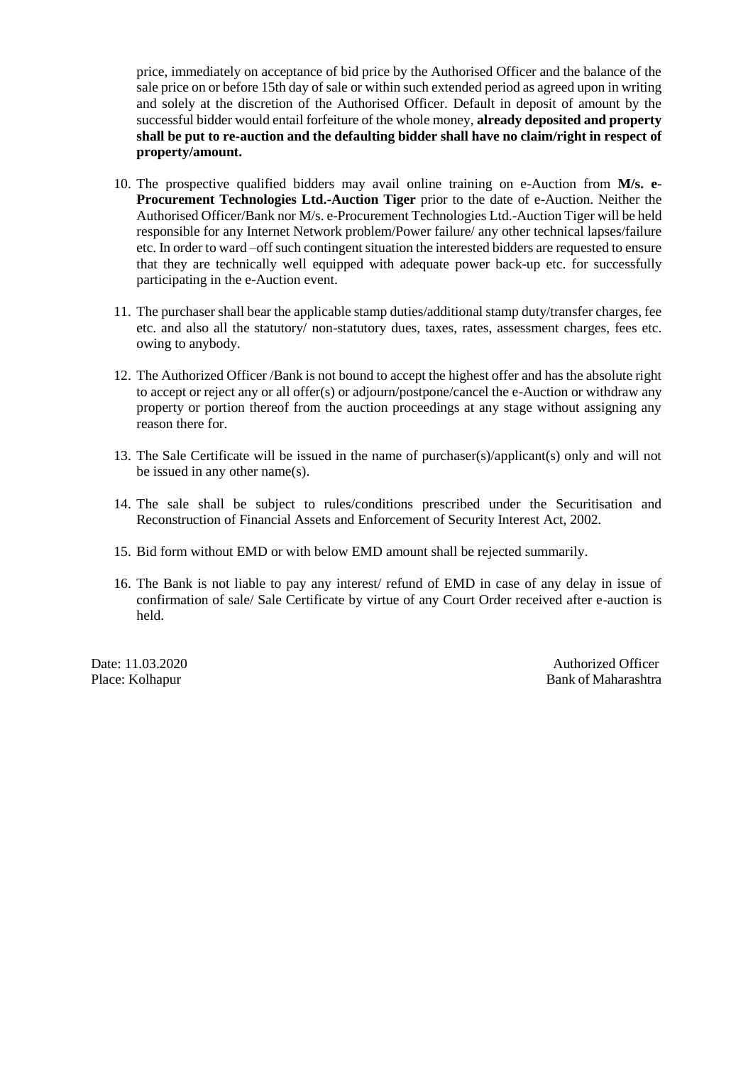price, immediately on acceptance of bid price by the Authorised Officer and the balance of the sale price on or before 15th day of sale or within such extended period as agreed upon in writing and solely at the discretion of the Authorised Officer. Default in deposit of amount by the successful bidder would entail forfeiture of the whole money, **already deposited and property shall be put to re-auction and the defaulting bidder shall have no claim/right in respect of property/amount.**

10. The prospective qualified bidders may avail online training on e-Auction from **M/s. e-Procurement Technologies Ltd.-Auction Tiger** prior to the date of e-Auction. Neither the Authorised Officer/Bank nor M/s. e-Procurement Technologies Ltd.-Auction Tiger will be held responsible for any Internet Network problem/Power failure/ any other technical lapses/failure etc. In order to ward –off such contingent situation the interested bidders are requested to ensure that they are technically well equipped with adequate power back-up etc. for successfully participating in the e-Auction event.

11. The purchaser shall bear the applicable stamp duties/additional stamp duty/transfer charges, fee etc. and also all the statutory/ non-statutory dues, taxes, rates, assessment charges, fees etc. owing to anybody.

12. The Authorized Officer /Bank is not bound to accept the highest offer and has the absolute right to accept or reject any or all offer(s) or adjourn/postpone/cancel the e-Auction or withdraw any property or portion thereof from the auction proceedings at any stage without assigning any reason there for.

13. The Sale Certificate will be issued in the name of purchaser(s)/applicant(s) only and will not be issued in any other name(s).

14. The sale shall be subject to rules/conditions prescribed under the Securitisation and Reconstruction of Financial Assets and Enforcement of Security Interest Act, 2002.

15. Bid form without EMD or with below EMD amount shall be rejected summarily.

16. The Bank is not liable to pay any interest/ refund of EMD in case of any delay in issue of confirmation of sale/ Sale Certificate by virtue of any Court Order received after e-auction is held.

Date: 11.03.2020
Place: Kolhapur

Authorized Officer
Bank of Maharashtra